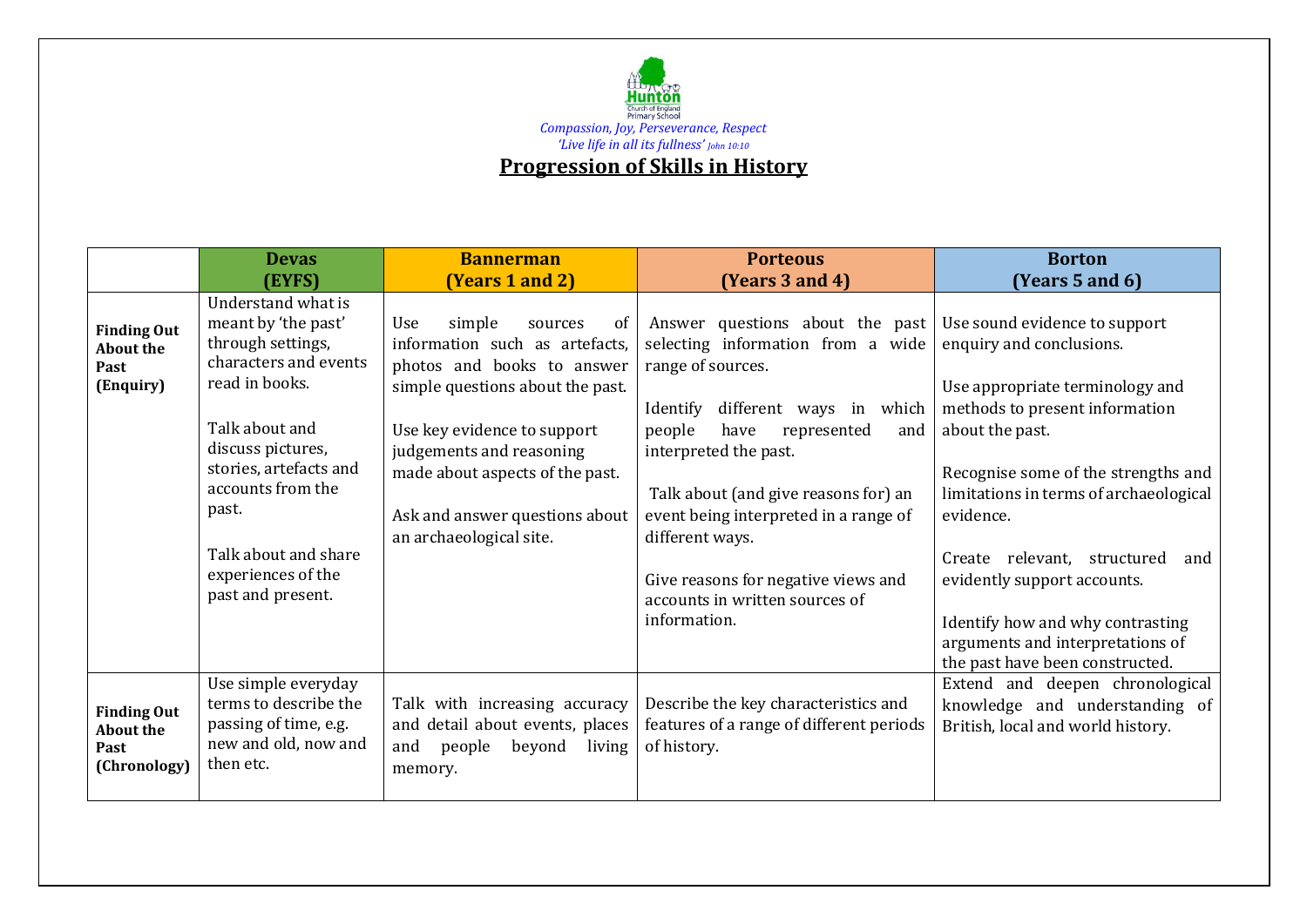Hunton Church of England Primary School

*Compassion, Joy, Perseverance, Respect*
*'Live life in all its fullness' John 10:10*

# Progression of Skills in History

| | **Devas (EYFS)** | **Bannerman (Years 1 and 2)** | **Porteous (Years 3 and 4)** | **Borton (Years 5 and 6)** |
|---|---|---|---|---|
| **Finding Out About the Past (Enquiry)** | Understand what is meant by 'the past' through settings, characters and events read in books.<br><br>Talk about and discuss pictures, stories, artefacts and accounts from the past.<br><br>Talk about and share experiences of the past and present. | Use simple sources of information such as artefacts, photos and books to answer simple questions about the past.<br><br>Use key evidence to support judgements and reasoning made about aspects of the past.<br><br>Ask and answer questions about an archaeological site. | Answer questions about the past selecting information from a wide range of sources.<br><br>Identify different ways in which people have represented and interpreted the past.<br><br>Talk about (and give reasons for) an event being interpreted in a range of different ways.<br><br>Give reasons for negative views and accounts in written sources of information. | Use sound evidence to support enquiry and conclusions.<br><br>Use appropriate terminology and methods to present information about the past.<br><br>Recognise some of the strengths and limitations in terms of archaeological evidence.<br><br>Create relevant, structured and evidently support accounts.<br><br>Identify how and why contrasting arguments and interpretations of the past have been constructed. |
| **Finding Out About the Past (Chronology)** | Use simple everyday terms to describe the passing of time, e.g. new and old, now and then etc. | Talk with increasing accuracy and detail about events, places and people beyond living memory. | Describe the key characteristics and features of a range of different periods of history. | Extend and deepen chronological knowledge and understanding of British, local and world history. |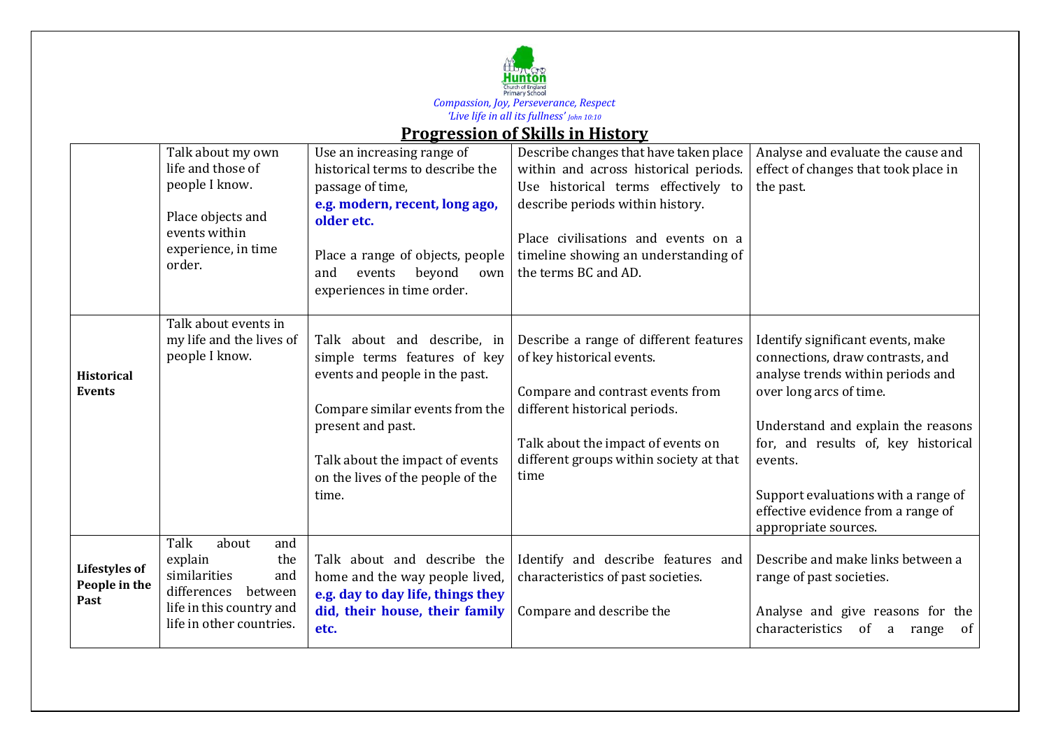*Compassion, Joy, Perseverance, Respect*
*'Live life in all its fullness' John 10:10*

## Progression of Skills in History

| | | | | |
|---|---|---|---|---|
| | Talk about my own life and those of people I know.<br><br>Place objects and events within experience, in time order. | Use an increasing range of historical terms to describe the passage of time, **e.g. modern, recent, long ago, older etc.**<br><br>Place a range of objects, people and events beyond own experiences in time order. | Describe changes that have taken place within and across historical periods. Use historical terms effectively to describe periods within history.<br><br>Place civilisations and events on a timeline showing an understanding of the terms BC and AD. | Analyse and evaluate the cause and effect of changes that took place in the past. |
| **Historical Events** | Talk about events in my life and the lives of people I know. | Talk about and describe, in simple terms features of key events and people in the past.<br><br>Compare similar events from the present and past.<br><br>Talk about the impact of events on the lives of the people of the time. | Describe a range of different features of key historical events.<br><br>Compare and contrast events from different historical periods.<br><br>Talk about the impact of events on different groups within society at that time | Identify significant events, make connections, draw contrasts, and analyse trends within periods and over long arcs of time.<br><br>Understand and explain the reasons for, and results of, key historical events.<br><br>Support evaluations with a range of effective evidence from a range of appropriate sources. |
| **Lifestyles of People in the Past** | Talk about and explain the similarities and differences between life in this country and life in other countries. | Talk about and describe the home and the way people lived, **e.g. day to day life, things they did, their house, their family etc.** | Identify and describe features and characteristics of past societies.<br><br>Compare and describe the | Describe and make links between a range of past societies.<br><br>Analyse and give reasons for the characteristics of a range of |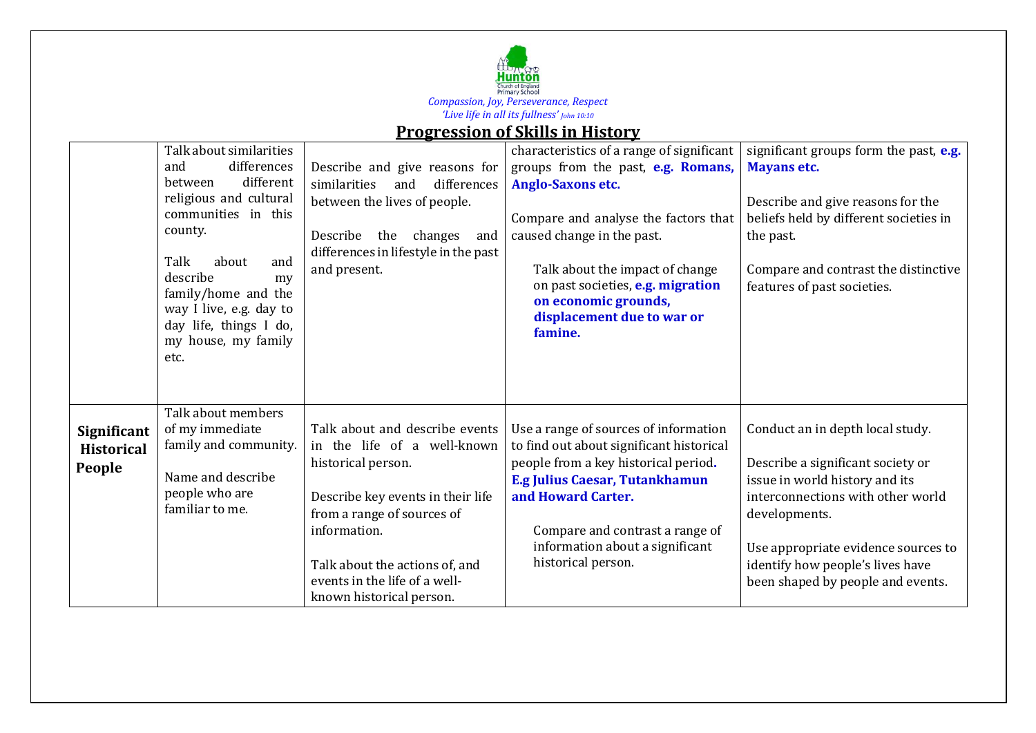Hunton Church of England Primary School

*Compassion, Joy, Perseverance, Respect*

*'Live life in all its fullness' John 10:10*

## Progression of Skills in History

| | | | | |
|---|---|---|---|---|
| | Talk about similarities and differences between different religious and cultural communities in this county.<br><br>Talk about and describe my family/home and the way I live, e.g. day to day life, things I do, my house, my family etc. | Describe and give reasons for similarities and differences between the lives of people.<br><br>Describe the changes and differences in lifestyle in the past and present. | characteristics of a range of significant groups from the past, **e.g. Romans, Anglo-Saxons etc.**<br><br>Compare and analyse the factors that caused change in the past.<br><br>Talk about the impact of change on past societies, **e.g. migration on economic grounds, displacement due to war or famine.** | significant groups form the past, **e.g. Mayans etc.**<br><br>Describe and give reasons for the beliefs held by different societies in the past.<br><br>Compare and contrast the distinctive features of past societies. |
| **Significant Historical People** | Talk about members of my immediate family and community.<br><br>Name and describe people who are familiar to me. | Talk about and describe events in the life of a well-known historical person.<br><br>Describe key events in their life from a range of sources of information.<br><br>Talk about the actions of, and events in the life of a well-known historical person. | Use a range of sources of information to find out about significant historical people from a key historical period. **E.g Julius Caesar, Tutankhamun and Howard Carter.**<br><br>Compare and contrast a range of information about a significant historical person. | Conduct an in depth local study.<br><br>Describe a significant society or issue in world history and its interconnections with other world developments.<br><br>Use appropriate evidence sources to identify how people's lives have been shaped by people and events. |